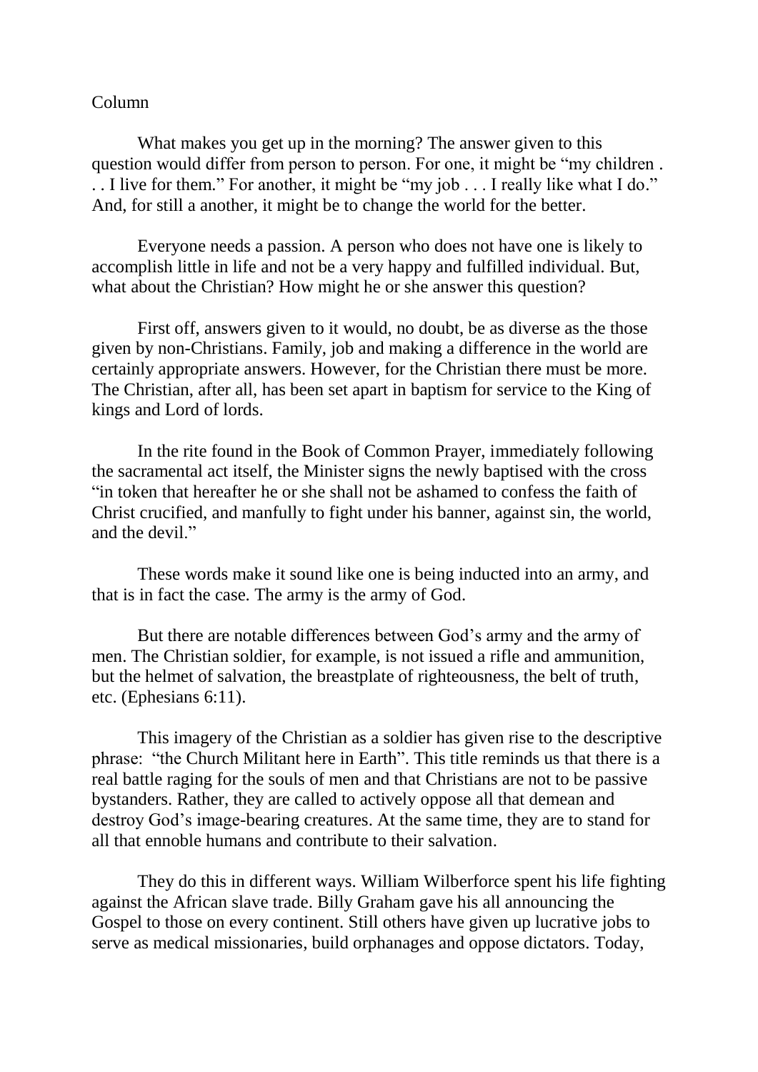Column

What makes you get up in the morning? The answer given to this question would differ from person to person. For one, it might be "my children . . . I live for them." For another, it might be "my job . . . I really like what I do." And, for still a another, it might be to change the world for the better.

Everyone needs a passion. A person who does not have one is likely to accomplish little in life and not be a very happy and fulfilled individual. But, what about the Christian? How might he or she answer this question?

First off, answers given to it would, no doubt, be as diverse as the those given by non-Christians. Family, job and making a difference in the world are certainly appropriate answers. However, for the Christian there must be more. The Christian, after all, has been set apart in baptism for service to the King of kings and Lord of lords.

In the rite found in the Book of Common Prayer, immediately following the sacramental act itself, the Minister signs the newly baptised with the cross "in token that hereafter he or she shall not be ashamed to confess the faith of Christ crucified, and manfully to fight under his banner, against sin, the world, and the devil."

These words make it sound like one is being inducted into an army, and that is in fact the case. The army is the army of God.

But there are notable differences between God's army and the army of men. The Christian soldier, for example, is not issued a rifle and ammunition, but the helmet of salvation, the breastplate of righteousness, the belt of truth, etc. (Ephesians 6:11).

This imagery of the Christian as a soldier has given rise to the descriptive phrase: "the Church Militant here in Earth". This title reminds us that there is a real battle raging for the souls of men and that Christians are not to be passive bystanders. Rather, they are called to actively oppose all that demean and destroy God's image-bearing creatures. At the same time, they are to stand for all that ennoble humans and contribute to their salvation.

They do this in different ways. William Wilberforce spent his life fighting against the African slave trade. Billy Graham gave his all announcing the Gospel to those on every continent. Still others have given up lucrative jobs to serve as medical missionaries, build orphanages and oppose dictators. Today,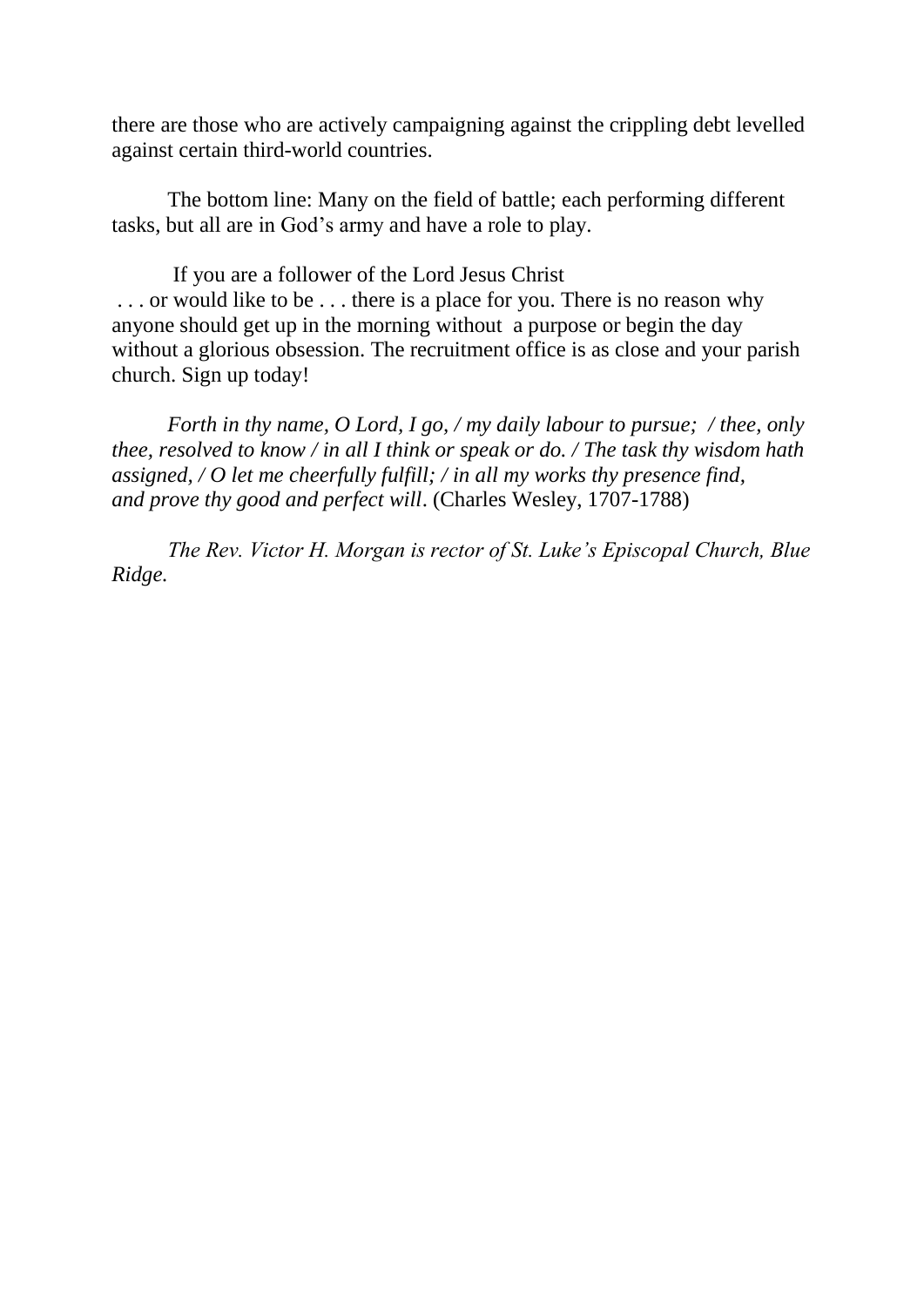there are those who are actively campaigning against the crippling debt levelled against certain third-world countries.

The bottom line: Many on the field of battle; each performing different tasks, but all are in God's army and have a role to play.

If you are a follower of the Lord Jesus Christ
. . . or would like to be . . . there is a place for you. There is no reason why anyone should get up in the morning without a purpose or begin the day without a glorious obsession. The recruitment office is as close and your parish church. Sign up today!

*Forth in thy name, O Lord, I go, / my daily labour to pursue; / thee, only thee, resolved to know / in all I think or speak or do. / The task thy wisdom hath assigned, / O let me cheerfully fulfill; / in all my works thy presence find, and prove thy good and perfect will*. (Charles Wesley, 1707-1788)

*The Rev. Victor H. Morgan is rector of St. Luke's Episcopal Church, Blue Ridge.*